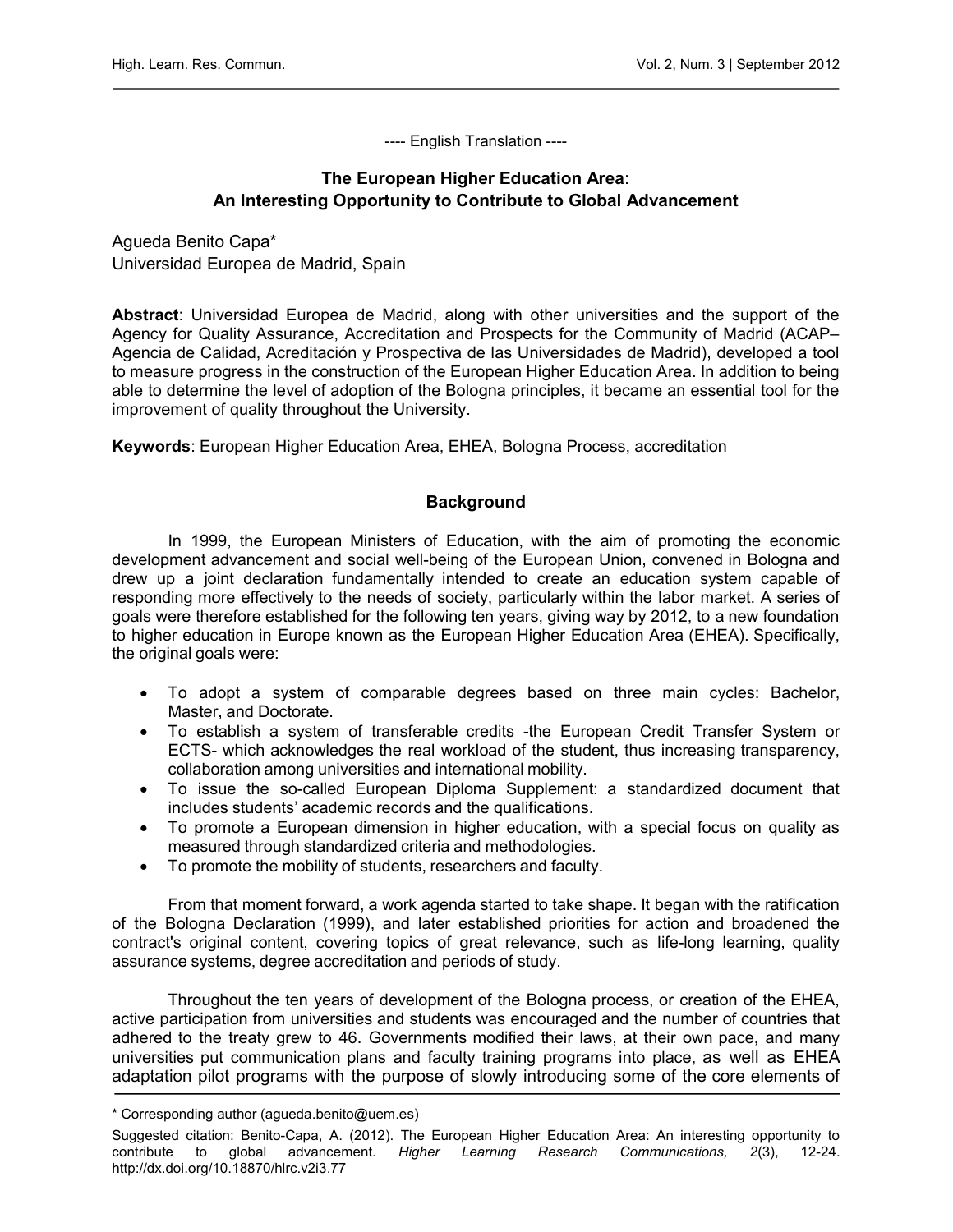---- English Translation ----

# The European Higher Education Area: An Interesting Opportunity to Contribute to Global Advancement

Agueda Benito Capa*
Universidad Europea de Madrid, Spain

**Abstract**: Universidad Europea de Madrid, along with other universities and the support of the Agency for Quality Assurance, Accreditation and Prospects for the Community of Madrid (ACAP– Agencia de Calidad, Acreditación y Prospectiva de las Universidades de Madrid), developed a tool to measure progress in the construction of the European Higher Education Area. In addition to being able to determine the level of adoption of the Bologna principles, it became an essential tool for the improvement of quality throughout the University.

**Keywords**: European Higher Education Area, EHEA, Bologna Process, accreditation

## Background

In 1999, the European Ministers of Education, with the aim of promoting the economic development advancement and social well-being of the European Union, convened in Bologna and drew up a joint declaration fundamentally intended to create an education system capable of responding more effectively to the needs of society, particularly within the labor market. A series of goals were therefore established for the following ten years, giving way by 2012, to a new foundation to higher education in Europe known as the European Higher Education Area (EHEA). Specifically, the original goals were:

- To adopt a system of comparable degrees based on three main cycles: Bachelor, Master, and Doctorate.
- To establish a system of transferable credits -the European Credit Transfer System or ECTS- which acknowledges the real workload of the student, thus increasing transparency, collaboration among universities and international mobility.
- To issue the so-called European Diploma Supplement: a standardized document that includes students' academic records and the qualifications.
- To promote a European dimension in higher education, with a special focus on quality as measured through standardized criteria and methodologies.
- To promote the mobility of students, researchers and faculty.

From that moment forward, a work agenda started to take shape. It began with the ratification of the Bologna Declaration (1999), and later established priorities for action and broadened the contract's original content, covering topics of great relevance, such as life-long learning, quality assurance systems, degree accreditation and periods of study.

Throughout the ten years of development of the Bologna process, or creation of the EHEA, active participation from universities and students was encouraged and the number of countries that adhered to the treaty grew to 46. Governments modified their laws, at their own pace, and many universities put communication plans and faculty training programs into place, as well as EHEA adaptation pilot programs with the purpose of slowly introducing some of the core elements of

---

\* Corresponding author (agueda.benito@uem.es)

Suggested citation: Benito-Capa, A. (2012). The European Higher Education Area: An interesting opportunity to contribute to global advancement. *Higher Learning Research Communications, 2*(3), 12-24. http://dx.doi.org/10.18870/hlrc.v2i3.77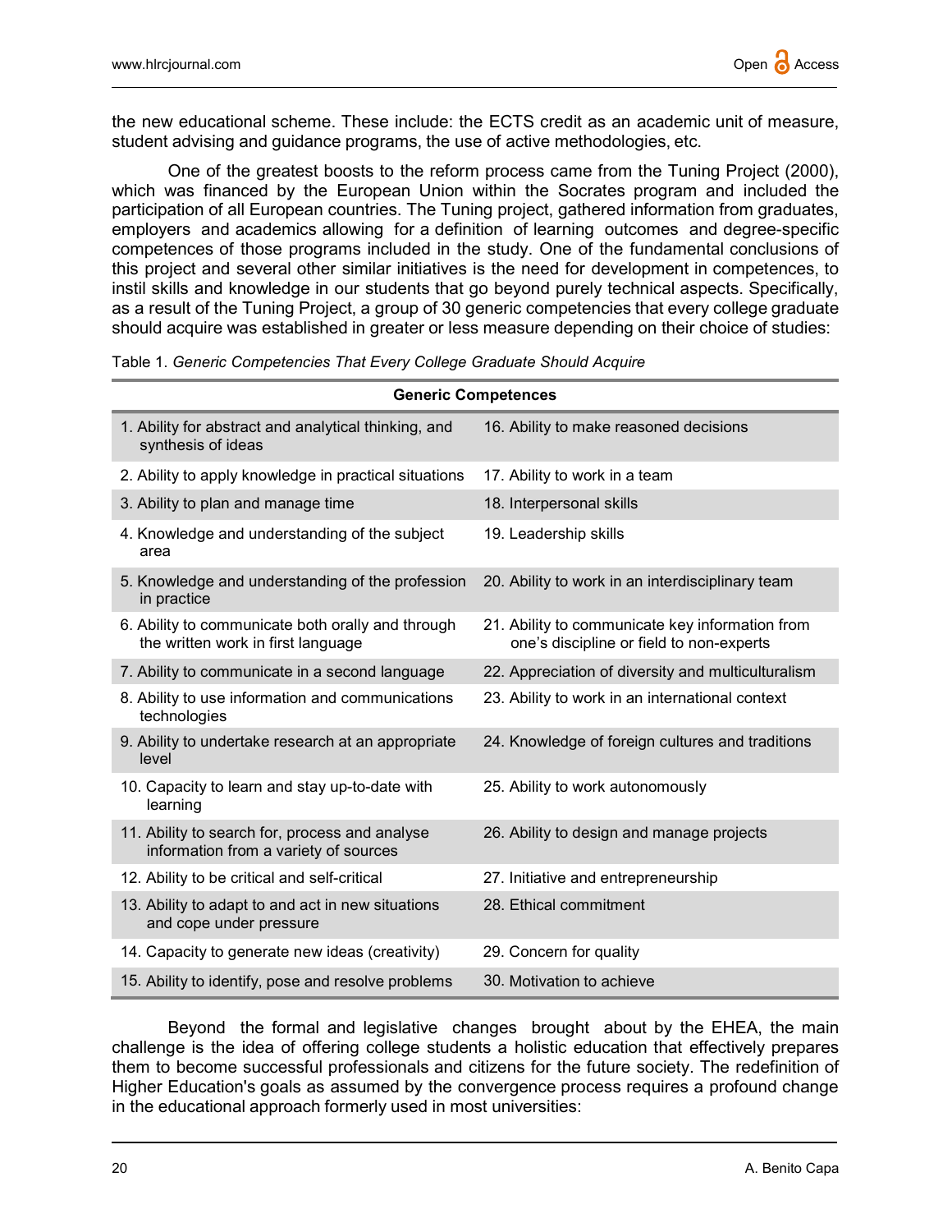the new educational scheme. These include: the ECTS credit as an academic unit of measure, student advising and guidance programs, the use of active methodologies, etc.

One of the greatest boosts to the reform process came from the Tuning Project (2000), which was financed by the European Union within the Socrates program and included the participation of all European countries. The Tuning project, gathered information from graduates, employers and academics allowing for a definition of learning outcomes and degree-specific competences of those programs included in the study. One of the fundamental conclusions of this project and several other similar initiatives is the need for development in competences, to instil skills and knowledge in our students that go beyond purely technical aspects. Specifically, as a result of the Tuning Project, a group of 30 generic competencies that every college graduate should acquire was established in greater or less measure depending on their choice of studies:

Table 1. *Generic Competencies That Every College Graduate Should Acquire*

| Generic Competences | |
|---|---|
| 1. Ability for abstract and analytical thinking, and synthesis of ideas | 16. Ability to make reasoned decisions |
| 2. Ability to apply knowledge in practical situations | 17. Ability to work in a team |
| 3. Ability to plan and manage time | 18. Interpersonal skills |
| 4. Knowledge and understanding of the subject area | 19. Leadership skills |
| 5. Knowledge and understanding of the profession in practice | 20. Ability to work in an interdisciplinary team |
| 6. Ability to communicate both orally and through the written work in first language | 21. Ability to communicate key information from one's discipline or field to non-experts |
| 7. Ability to communicate in a second language | 22. Appreciation of diversity and multiculturalism |
| 8. Ability to use information and communications technologies | 23. Ability to work in an international context |
| 9. Ability to undertake research at an appropriate level | 24. Knowledge of foreign cultures and traditions |
| 10. Capacity to learn and stay up-to-date with learning | 25. Ability to work autonomously |
| 11. Ability to search for, process and analyse information from a variety of sources | 26. Ability to design and manage projects |
| 12. Ability to be critical and self-critical | 27. Initiative and entrepreneurship |
| 13. Ability to adapt to and act in new situations and cope under pressure | 28. Ethical commitment |
| 14. Capacity to generate new ideas (creativity) | 29. Concern for quality |
| 15. Ability to identify, pose and resolve problems | 30. Motivation to achieve |

Beyond the formal and legislative changes brought about by the EHEA, the main challenge is the idea of offering college students a holistic education that effectively prepares them to become successful professionals and citizens for the future society. The redefinition of Higher Education's goals as assumed by the convergence process requires a profound change in the educational approach formerly used in most universities: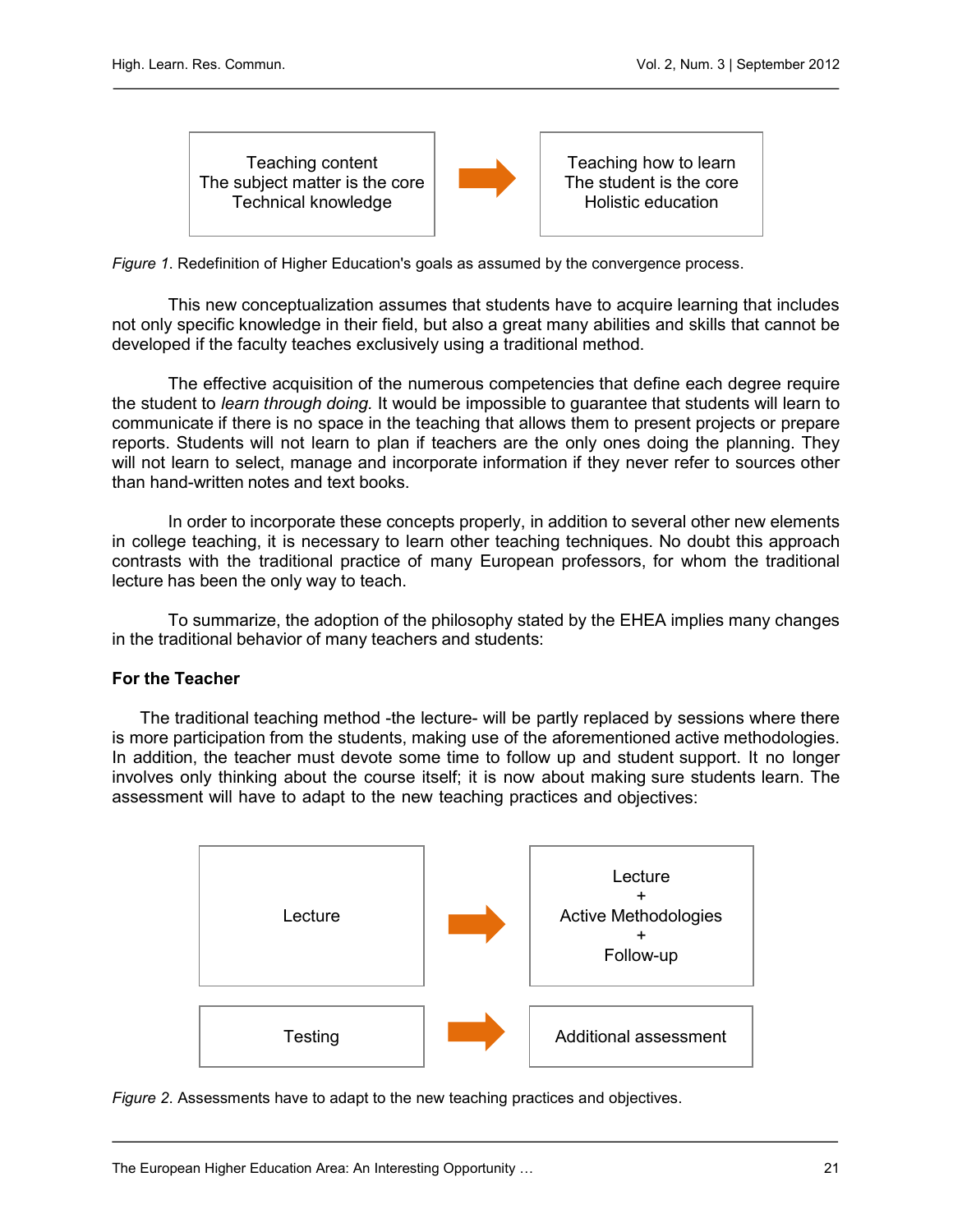| Teaching content<br>The subject matter is the core<br>Technical knowledge | → | Teaching how to learn<br>The student is the core<br>Holistic education |
|---|---|---|

*Figure 1*. Redefinition of Higher Education's goals as assumed by the convergence process.

This new conceptualization assumes that students have to acquire learning that includes not only specific knowledge in their field, but also a great many abilities and skills that cannot be developed if the faculty teaches exclusively using a traditional method.

The effective acquisition of the numerous competencies that define each degree require the student to *learn through doing.* It would be impossible to guarantee that students will learn to communicate if there is no space in the teaching that allows them to present projects or prepare reports. Students will not learn to plan if teachers are the only ones doing the planning. They will not learn to select, manage and incorporate information if they never refer to sources other than hand-written notes and text books.

In order to incorporate these concepts properly, in addition to several other new elements in college teaching, it is necessary to learn other teaching techniques. No doubt this approach contrasts with the traditional practice of many European professors, for whom the traditional lecture has been the only way to teach.

To summarize, the adoption of the philosophy stated by the EHEA implies many changes in the traditional behavior of many teachers and students:

**For the Teacher**

The traditional teaching method -the lecture- will be partly replaced by sessions where there is more participation from the students, making use of the aforementioned active methodologies. In addition, the teacher must devote some time to follow up and student support. It no longer involves only thinking about the course itself; it is now about making sure students learn. The assessment will have to adapt to the new teaching practices and objectives:

| Lecture | → | Lecture<br>+<br>Active Methodologies<br>+<br>Follow-up |
|---|---|---|
| Testing | → | Additional assessment |

*Figure 2*. Assessments have to adapt to the new teaching practices and objectives.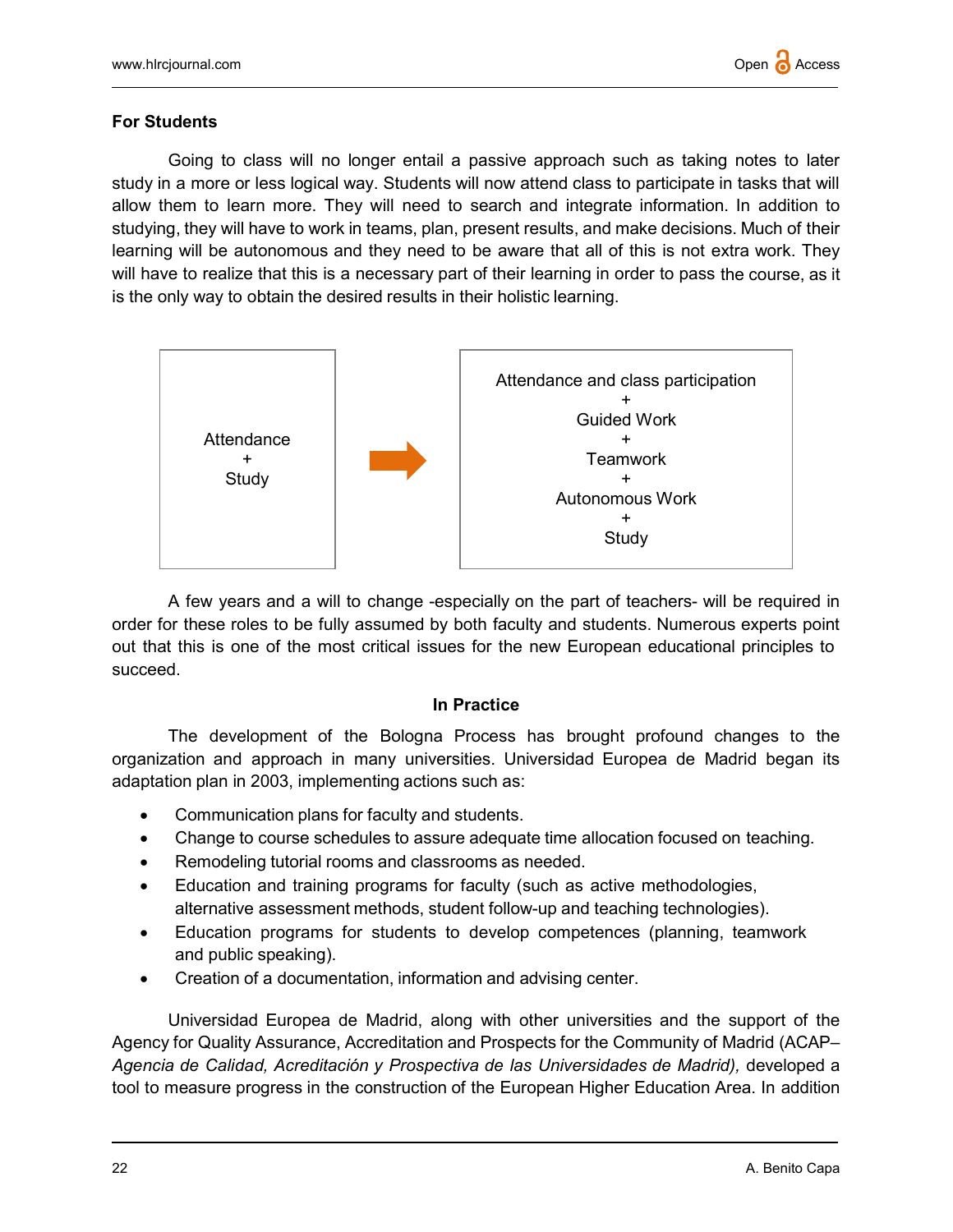### For Students

Going to class will no longer entail a passive approach such as taking notes to later study in a more or less logical way. Students will now attend class to participate in tasks that will allow them to learn more. They will need to search and integrate information. In addition to studying, they will have to work in teams, plan, present results, and make decisions. Much of their learning will be autonomous and they need to be aware that all of this is not extra work. They will have to realize that this is a necessary part of their learning in order to pass the course, as it is the only way to obtain the desired results in their holistic learning.

| Before | | After |
|---|---|---|
| Attendance + Study | → | Attendance and class participation + Guided Work + Teamwork + Autonomous Work + Study |

A few years and a will to change -especially on the part of teachers- will be required in order for these roles to be fully assumed by both faculty and students. Numerous experts point out that this is one of the most critical issues for the new European educational principles to succeed.

### In Practice

The development of the Bologna Process has brought profound changes to the organization and approach in many universities. Universidad Europea de Madrid began its adaptation plan in 2003, implementing actions such as:

- Communication plans for faculty and students.
- Change to course schedules to assure adequate time allocation focused on teaching.
- Remodeling tutorial rooms and classrooms as needed.
- Education and training programs for faculty (such as active methodologies, alternative assessment methods, student follow-up and teaching technologies).
- Education programs for students to develop competences (planning, teamwork and public speaking).
- Creation of a documentation, information and advising center.

Universidad Europea de Madrid, along with other universities and the support of the Agency for Quality Assurance, Accreditation and Prospects for the Community of Madrid (ACAP–*Agencia de Calidad, Acreditación y Prospectiva de las Universidades de Madrid),* developed a tool to measure progress in the construction of the European Higher Education Area. In addition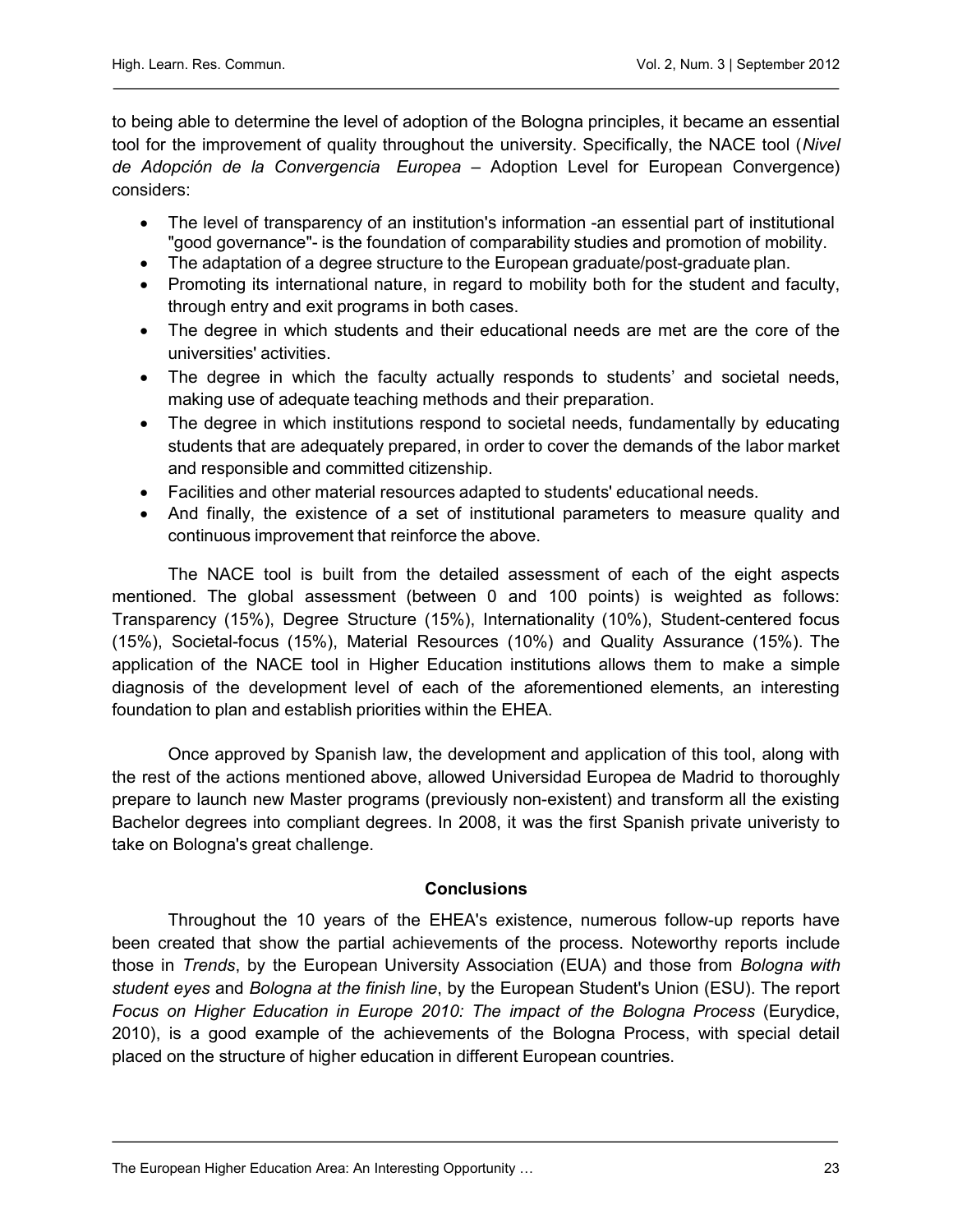to being able to determine the level of adoption of the Bologna principles, it became an essential tool for the improvement of quality throughout the university. Specifically, the NACE tool (*Nivel de Adopción de la Convergencia Europea* – Adoption Level for European Convergence) considers:

- The level of transparency of an institution's information -an essential part of institutional "good governance"- is the foundation of comparability studies and promotion of mobility.
- The adaptation of a degree structure to the European graduate/post-graduate plan.
- Promoting its international nature, in regard to mobility both for the student and faculty, through entry and exit programs in both cases.
- The degree in which students and their educational needs are met are the core of the universities' activities.
- The degree in which the faculty actually responds to students' and societal needs, making use of adequate teaching methods and their preparation.
- The degree in which institutions respond to societal needs, fundamentally by educating students that are adequately prepared, in order to cover the demands of the labor market and responsible and committed citizenship.
- Facilities and other material resources adapted to students' educational needs.
- And finally, the existence of a set of institutional parameters to measure quality and continuous improvement that reinforce the above.

The NACE tool is built from the detailed assessment of each of the eight aspects mentioned. The global assessment (between 0 and 100 points) is weighted as follows: Transparency (15%), Degree Structure (15%), Internationality (10%), Student-centered focus (15%), Societal-focus (15%), Material Resources (10%) and Quality Assurance (15%). The application of the NACE tool in Higher Education institutions allows them to make a simple diagnosis of the development level of each of the aforementioned elements, an interesting foundation to plan and establish priorities within the EHEA.

Once approved by Spanish law, the development and application of this tool, along with the rest of the actions mentioned above, allowed Universidad Europea de Madrid to thoroughly prepare to launch new Master programs (previously non-existent) and transform all the existing Bachelor degrees into compliant degrees. In 2008, it was the first Spanish private univeristy to take on Bologna's great challenge.

## Conclusions

Throughout the 10 years of the EHEA's existence, numerous follow-up reports have been created that show the partial achievements of the process. Noteworthy reports include those in *Trends*, by the European University Association (EUA) and those from *Bologna with student eyes* and *Bologna at the finish line*, by the European Student's Union (ESU). The report *Focus on Higher Education in Europe 2010: The impact of the Bologna Process* (Eurydice, 2010), is a good example of the achievements of the Bologna Process, with special detail placed on the structure of higher education in different European countries.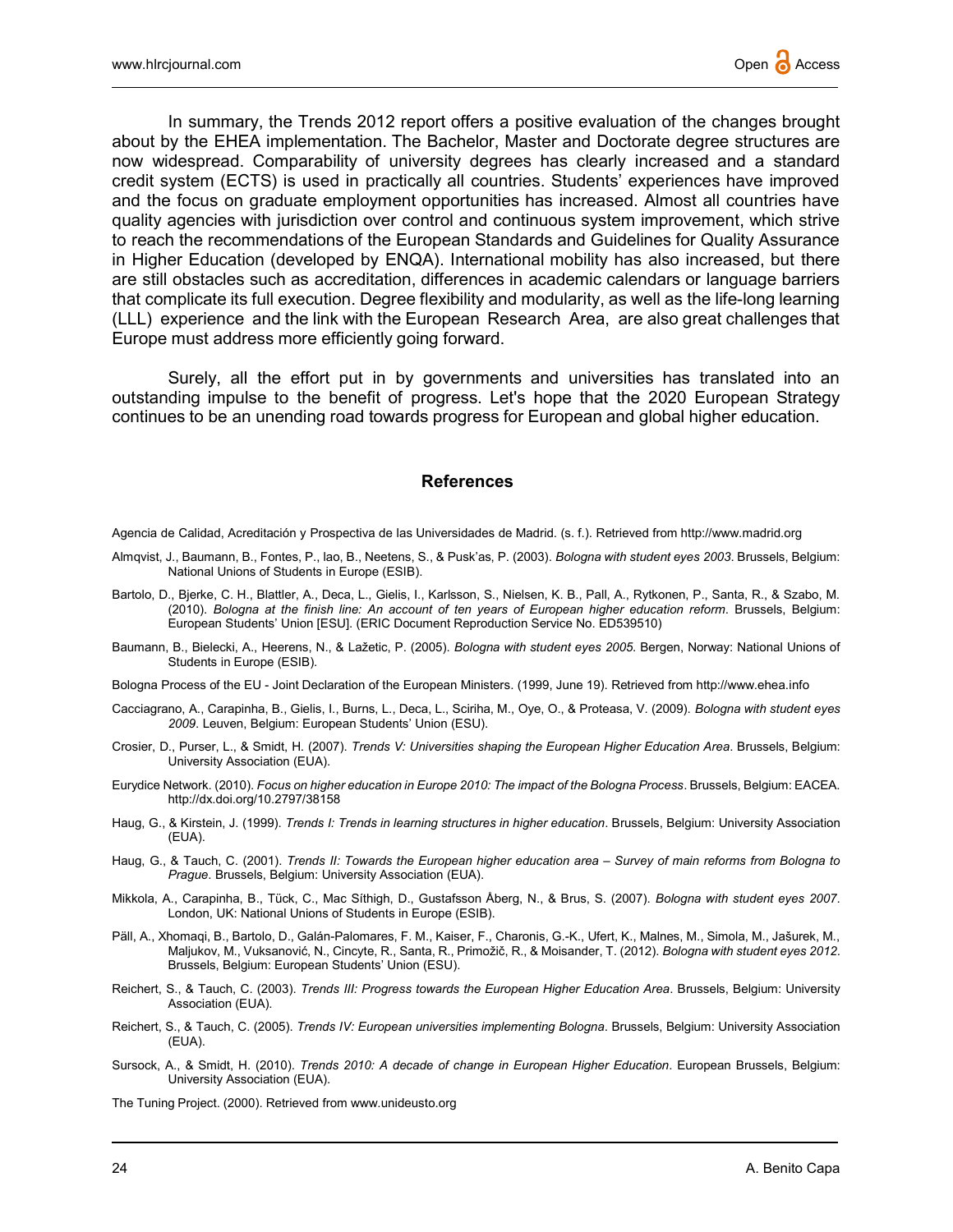In summary, the Trends 2012 report offers a positive evaluation of the changes brought about by the EHEA implementation. The Bachelor, Master and Doctorate degree structures are now widespread. Comparability of university degrees has clearly increased and a standard credit system (ECTS) is used in practically all countries. Students' experiences have improved and the focus on graduate employment opportunities has increased. Almost all countries have quality agencies with jurisdiction over control and continuous system improvement, which strive to reach the recommendations of the European Standards and Guidelines for Quality Assurance in Higher Education (developed by ENQA). International mobility has also increased, but there are still obstacles such as accreditation, differences in academic calendars or language barriers that complicate its full execution. Degree flexibility and modularity, as well as the life-long learning (LLL) experience and the link with the European Research Area, are also great challenges that Europe must address more efficiently going forward.

Surely, all the effort put in by governments and universities has translated into an outstanding impulse to the benefit of progress. Let's hope that the 2020 European Strategy continues to be an unending road towards progress for European and global higher education.

## References

Agencia de Calidad, Acreditación y Prospectiva de las Universidades de Madrid. (s. f.). Retrieved from http://www.madrid.org

Almqvist, J., Baumann, B., Fontes, P., lao, B., Neetens, S., & Pusk'as, P. (2003). *Bologna with student eyes 2003*. Brussels, Belgium: National Unions of Students in Europe (ESIB).

Bartolo, D., Bjerke, C. H., Blattler, A., Deca, L., Gielis, I., Karlsson, S., Nielsen, K. B., Pall, A., Rytkonen, P., Santa, R., & Szabo, M. (2010). *Bologna at the finish line: An account of ten years of European higher education reform*. Brussels, Belgium: European Students' Union [ESU]. (ERIC Document Reproduction Service No. ED539510)

Baumann, B., Bielecki, A., Heerens, N., & Lažetic, P. (2005). *Bologna with student eyes 2005*. Bergen, Norway: National Unions of Students in Europe (ESIB).

Bologna Process of the EU - Joint Declaration of the European Ministers. (1999, June 19). Retrieved from http://www.ehea.info

Cacciagrano, A., Carapinha, B., Gielis, I., Burns, L., Deca, L., Sciriha, M., Oye, O., & Proteasa, V. (2009). *Bologna with student eyes 2009*. Leuven, Belgium: European Students' Union (ESU).

Crosier, D., Purser, L., & Smidt, H. (2007). *Trends V: Universities shaping the European Higher Education Area*. Brussels, Belgium: University Association (EUA).

Eurydice Network. (2010). *Focus on higher education in Europe 2010: The impact of the Bologna Process*. Brussels, Belgium: EACEA. http://dx.doi.org/10.2797/38158

Haug, G., & Kirstein, J. (1999). *Trends I: Trends in learning structures in higher education*. Brussels, Belgium: University Association (EUA).

Haug, G., & Tauch, C. (2001). *Trends II: Towards the European higher education area – Survey of main reforms from Bologna to Prague*. Brussels, Belgium: University Association (EUA).

Mikkola, A., Carapinha, B., Tück, C., Mac Síthigh, D., Gustafsson Åberg, N., & Brus, S. (2007). *Bologna with student eyes 2007*. London, UK: National Unions of Students in Europe (ESIB).

Päll, A., Xhomaqi, B., Bartolo, D., Galán-Palomares, F. M., Kaiser, F., Charonis, G.-K., Ufert, K., Malnes, M., Simola, M., Jašurek, M., Maljukov, M., Vuksanović, N., Cincyte, R., Santa, R., Primožič, R., & Moisander, T. (2012). *Bologna with student eyes 2012*. Brussels, Belgium: European Students' Union (ESU).

Reichert, S., & Tauch, C. (2003). *Trends III: Progress towards the European Higher Education Area*. Brussels, Belgium: University Association (EUA).

Reichert, S., & Tauch, C. (2005). *Trends IV: European universities implementing Bologna*. Brussels, Belgium: University Association (EUA).

Sursock, A., & Smidt, H. (2010). *Trends 2010: A decade of change in European Higher Education*. European Brussels, Belgium: University Association (EUA).

The Tuning Project. (2000). Retrieved from www.unideusto.org